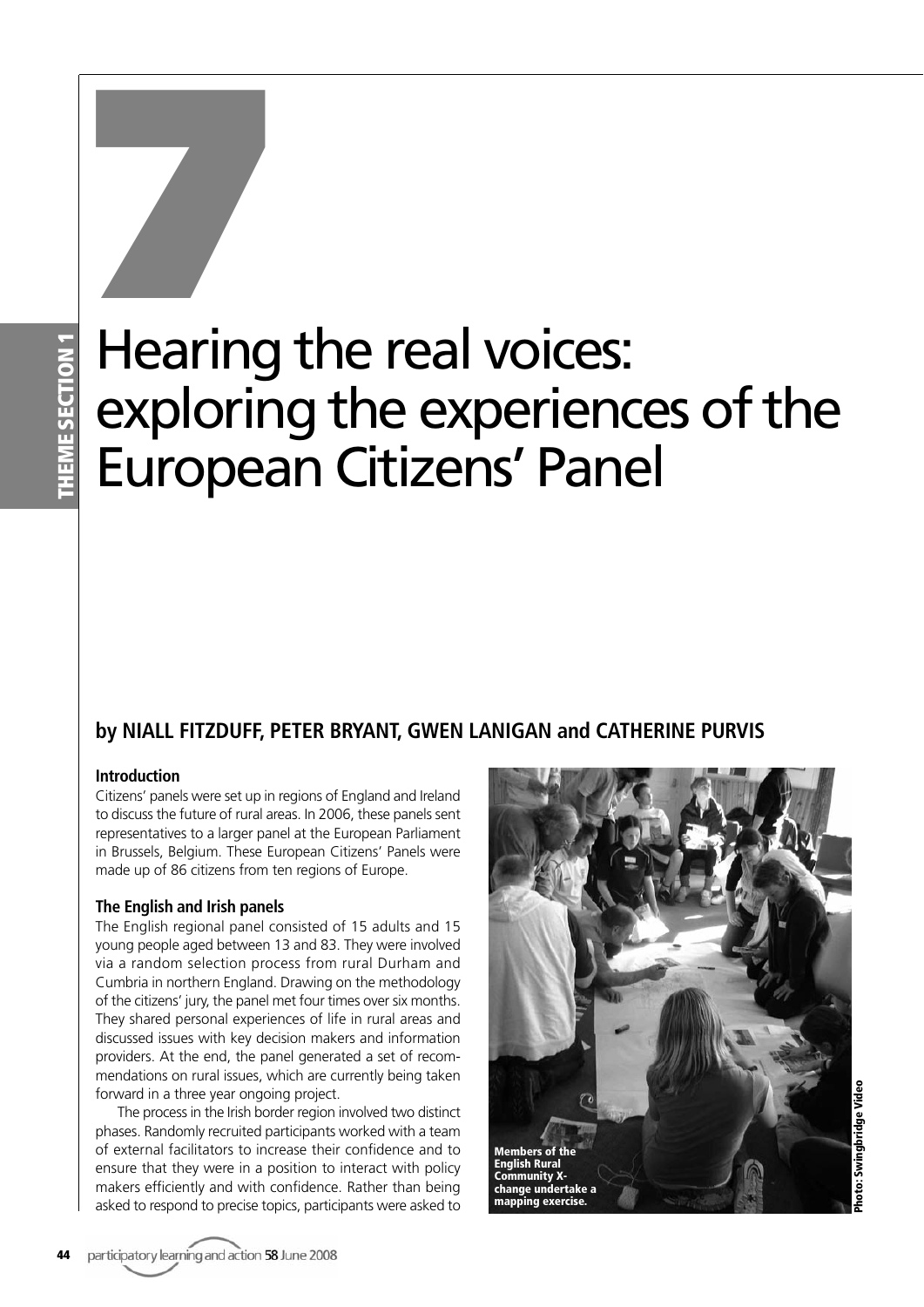# 7

# Hearing the real voices: exploring the experiences of the European Citizens' Panel

**by NIALL FITZDUFF, PETER BRYANT, GWEN LANIGAN and CATHERINE PURVIS**

### Introduction

Citizens' panels were set up in regions of England and Ireland to discuss the future of rural areas. In 2006, these panels sent representatives to a larger panel at the European Parliament in Brussels, Belgium. These European Citizens' Panels were made up of 86 citizens from ten regions of Europe.

### The English and Irish panels

The English regional panel consisted of 15 adults and 15 young people aged between 13 and 83. They were involved via a random selection process from rural Durham and Cumbria in northern England. Drawing on the methodology of the citizens' jury, the panel met four times over six months. They shared personal experiences of life in rural areas and discussed issues with key decision makers and information providers. At the end, the panel generated a set of recommendations on rural issues, which are currently being taken forward in a three year ongoing project.

The process in the Irish border region involved two distinct phases. Randomly recruited participants worked with a team of external facilitators to increase their confidence and to ensure that they were in a position to interact with policy makers efficiently and with confidence. Rather than being asked to respond to precise topics, participants were asked to

**Members of the English Rural Community X-change undertake a mapping exercise.**

**Photo: Swingbridge Video**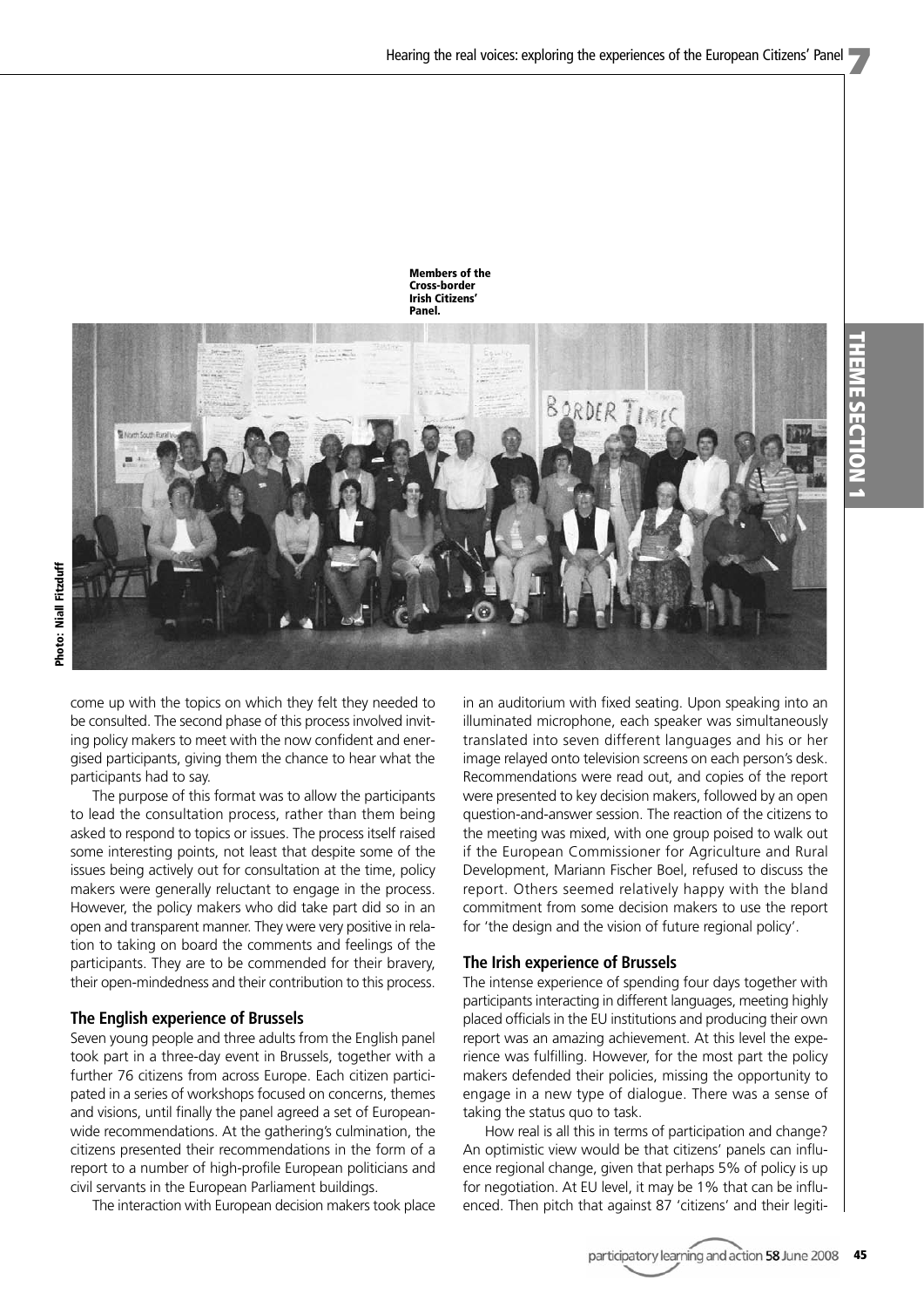Members of the Cross-border Irish Citizens' Panel.

Photo: Niall Fitzduff

come up with the topics on which they felt they needed to be consulted. The second phase of this process involved inviting policy makers to meet with the now confident and energised participants, giving them the chance to hear what the participants had to say.

The purpose of this format was to allow the participants to lead the consultation process, rather than them being asked to respond to topics or issues. The process itself raised some interesting points, not least that despite some of the issues being actively out for consultation at the time, policy makers were generally reluctant to engage in the process. However, the policy makers who did take part did so in an open and transparent manner. They were very positive in relation to taking on board the comments and feelings of the participants. They are to be commended for their bravery, their open-mindedness and their contribution to this process.

### The English experience of Brussels

Seven young people and three adults from the English panel took part in a three-day event in Brussels, together with a further 76 citizens from across Europe. Each citizen participated in a series of workshops focused on concerns, themes and visions, until finally the panel agreed a set of European-wide recommendations. At the gathering's culmination, the citizens presented their recommendations in the form of a report to a number of high-profile European politicians and civil servants in the European Parliament buildings.

The interaction with European decision makers took place in an auditorium with fixed seating. Upon speaking into an illuminated microphone, each speaker was simultaneously translated into seven different languages and his or her image relayed onto television screens on each person's desk. Recommendations were read out, and copies of the report were presented to key decision makers, followed by an open question-and-answer session. The reaction of the citizens to the meeting was mixed, with one group poised to walk out if the European Commissioner for Agriculture and Rural Development, Mariann Fischer Boel, refused to discuss the report. Others seemed relatively happy with the bland commitment from some decision makers to use the report for 'the design and the vision of future regional policy'.

### The Irish experience of Brussels

The intense experience of spending four days together with participants interacting in different languages, meeting highly placed officials in the EU institutions and producing their own report was an amazing achievement. At this level the experience was fulfilling. However, for the most part the policy makers defended their policies, missing the opportunity to engage in a new type of dialogue. There was a sense of taking the status quo to task.

How real is all this in terms of participation and change? An optimistic view would be that citizens' panels can influence regional change, given that perhaps 5% of policy is up for negotiation. At EU level, it may be 1% that can be influenced. Then pitch that against 87 'citizens' and their legiti-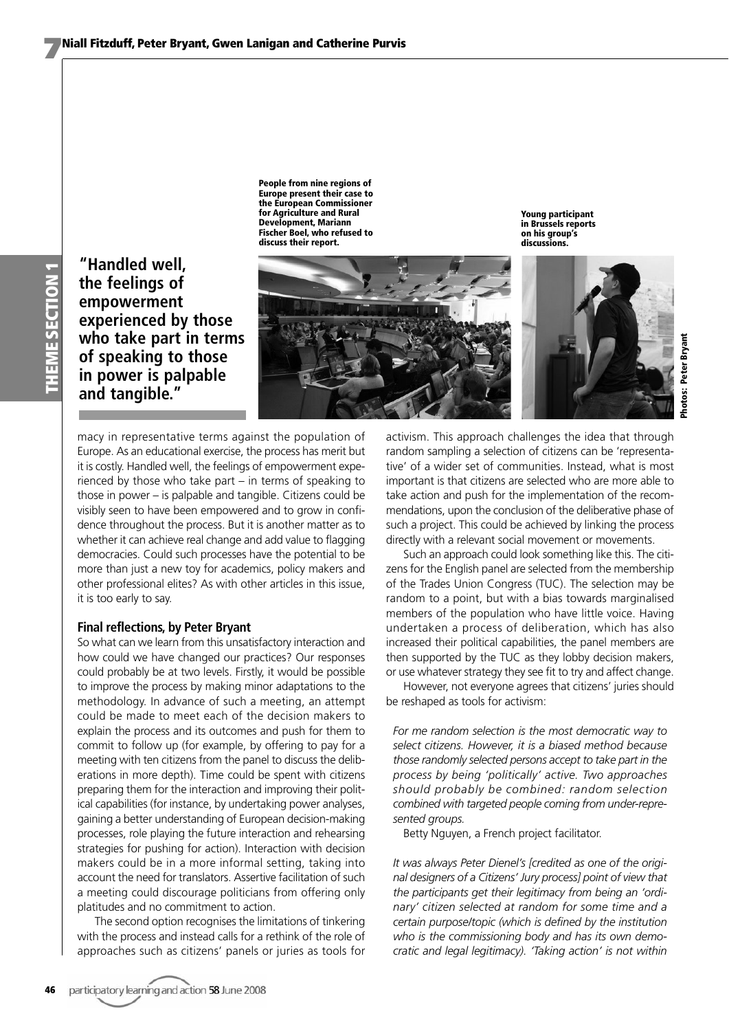People from nine regions of Europe present their case to the European Commissioner for Agriculture and Rural Development, Mariann Fischer Boel, who refused to discuss their report.

Young participant in Brussels reports on his group's discussions.

Photos: Peter Bryant

**"Handled well, the feelings of empowerment experienced by those who take part in terms of speaking to those in power is palpable and tangible."**

macy in representative terms against the population of Europe. As an educational exercise, the process has merit but it is costly. Handled well, the feelings of empowerment experienced by those who take part – in terms of speaking to those in power – is palpable and tangible. Citizens could be visibly seen to have been empowered and to grow in confidence throughout the process. But it is another matter as to whether it can achieve real change and add value to flagging democracies. Could such processes have the potential to be more than just a new toy for academics, policy makers and other professional elites? As with other articles in this issue, it is too early to say.

### Final reflections, by Peter Bryant

So what can we learn from this unsatisfactory interaction and how could we have changed our practices? Our responses could probably be at two levels. Firstly, it would be possible to improve the process by making minor adaptations to the methodology. In advance of such a meeting, an attempt could be made to meet each of the decision makers to explain the process and its outcomes and push for them to commit to follow up (for example, by offering to pay for a meeting with ten citizens from the panel to discuss the deliberations in more depth). Time could be spent with citizens preparing them for the interaction and improving their political capabilities (for instance, by undertaking power analyses, gaining a better understanding of European decision-making processes, role playing the future interaction and rehearsing strategies for pushing for action). Interaction with decision makers could be in a more informal setting, taking into account the need for translators. Assertive facilitation of such a meeting could discourage politicians from offering only platitudes and no commitment to action.

The second option recognises the limitations of tinkering with the process and instead calls for a rethink of the role of approaches such as citizens' panels or juries as tools for activism. This approach challenges the idea that through random sampling a selection of citizens can be 'representative' of a wider set of communities. Instead, what is most important is that citizens are selected who are more able to take action and push for the implementation of the recommendations, upon the conclusion of the deliberative phase of such a project. This could be achieved by linking the process directly with a relevant social movement or movements.

Such an approach could look something like this. The citizens for the English panel are selected from the membership of the Trades Union Congress (TUC). The selection may be random to a point, but with a bias towards marginalised members of the population who have little voice. Having undertaken a process of deliberation, which has also increased their political capabilities, the panel members are then supported by the TUC as they lobby decision makers, or use whatever strategy they see fit to try and affect change.

However, not everyone agrees that citizens' juries should be reshaped as tools for activism:

*For me random selection is the most democratic way to select citizens. However, it is a biased method because those randomly selected persons accept to take part in the process by being 'politically' active. Two approaches should probably be combined: random selection combined with targeted people coming from under-represented groups.*

Betty Nguyen, a French project facilitator.

*It was always Peter Dienel's [credited as one of the original designers of a Citizens' Jury process] point of view that the participants get their legitimacy from being an 'ordinary' citizen selected at random for some time and a certain purpose/topic (which is defined by the institution who is the commissioning body and has its own democratic and legal legitimacy). 'Taking action' is not within*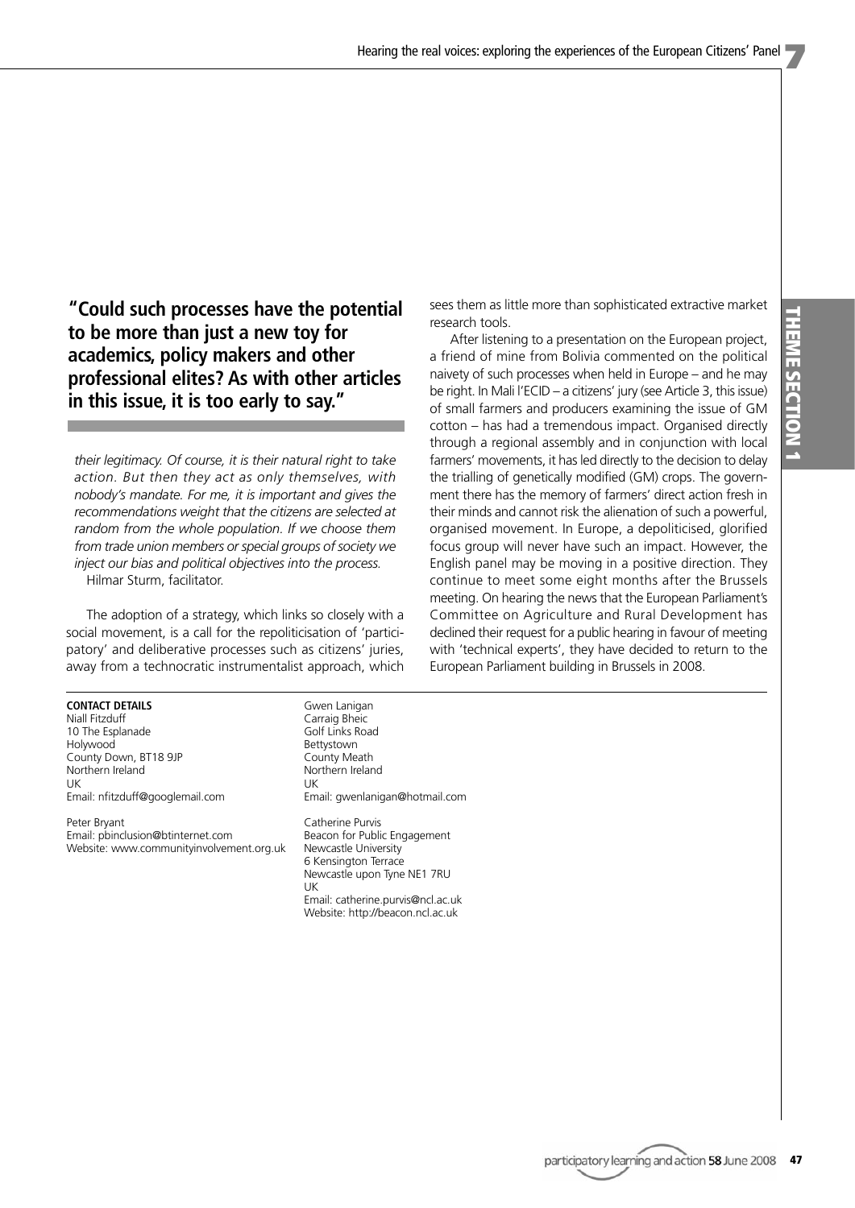**"Could such processes have the potential to be more than just a new toy for academics, policy makers and other professional elites? As with other articles in this issue, it is too early to say."**

*their legitimacy. Of course, it is their natural right to take action. But then they act as only themselves, with nobody's mandate. For me, it is important and gives the recommendations weight that the citizens are selected at random from the whole population. If we choose them from trade union members or special groups of society we inject our bias and political objectives into the process.*
Hilmar Sturm, facilitator.

The adoption of a strategy, which links so closely with a social movement, is a call for the repoliticisation of 'participatory' and deliberative processes such as citizens' juries, away from a technocratic instrumentalist approach, which sees them as little more than sophisticated extractive market research tools.

After listening to a presentation on the European project, a friend of mine from Bolivia commented on the political naivety of such processes when held in Europe – and he may be right. In Mali l'ECID – a citizens' jury (see Article 3, this issue) of small farmers and producers examining the issue of GM cotton – has had a tremendous impact. Organised directly through a regional assembly and in conjunction with local farmers' movements, it has led directly to the decision to delay the trialling of genetically modified (GM) crops. The government there has the memory of farmers' direct action fresh in their minds and cannot risk the alienation of such a powerful, organised movement. In Europe, a depoliticised, glorified focus group will never have such an impact. However, the English panel may be moving in a positive direction. They continue to meet some eight months after the Brussels meeting. On hearing the news that the European Parliament's Committee on Agriculture and Rural Development has declined their request for a public hearing in favour of meeting with 'technical experts', they have decided to return to the European Parliament building in Brussels in 2008.

**CONTACT DETAILS**

Niall Fitzduff
10 The Esplanade
Holywood
County Down, BT18 9JP
Northern Ireland
UK
Email: nfitzduff@googlemail.com

Peter Bryant
Email: pbinclusion@btinternet.com
Website: www.communityinvolvement.org.uk

Gwen Lanigan
Carraig Bheic
Golf Links Road
Bettystown
County Meath
Northern Ireland
UK
Email: gwenlanigan@hotmail.com

Catherine Purvis
Beacon for Public Engagement
Newcastle University
6 Kensington Terrace
Newcastle upon Tyne NE1 7RU
UK
Email: catherine.purvis@ncl.ac.uk
Website: http://beacon.ncl.ac.uk